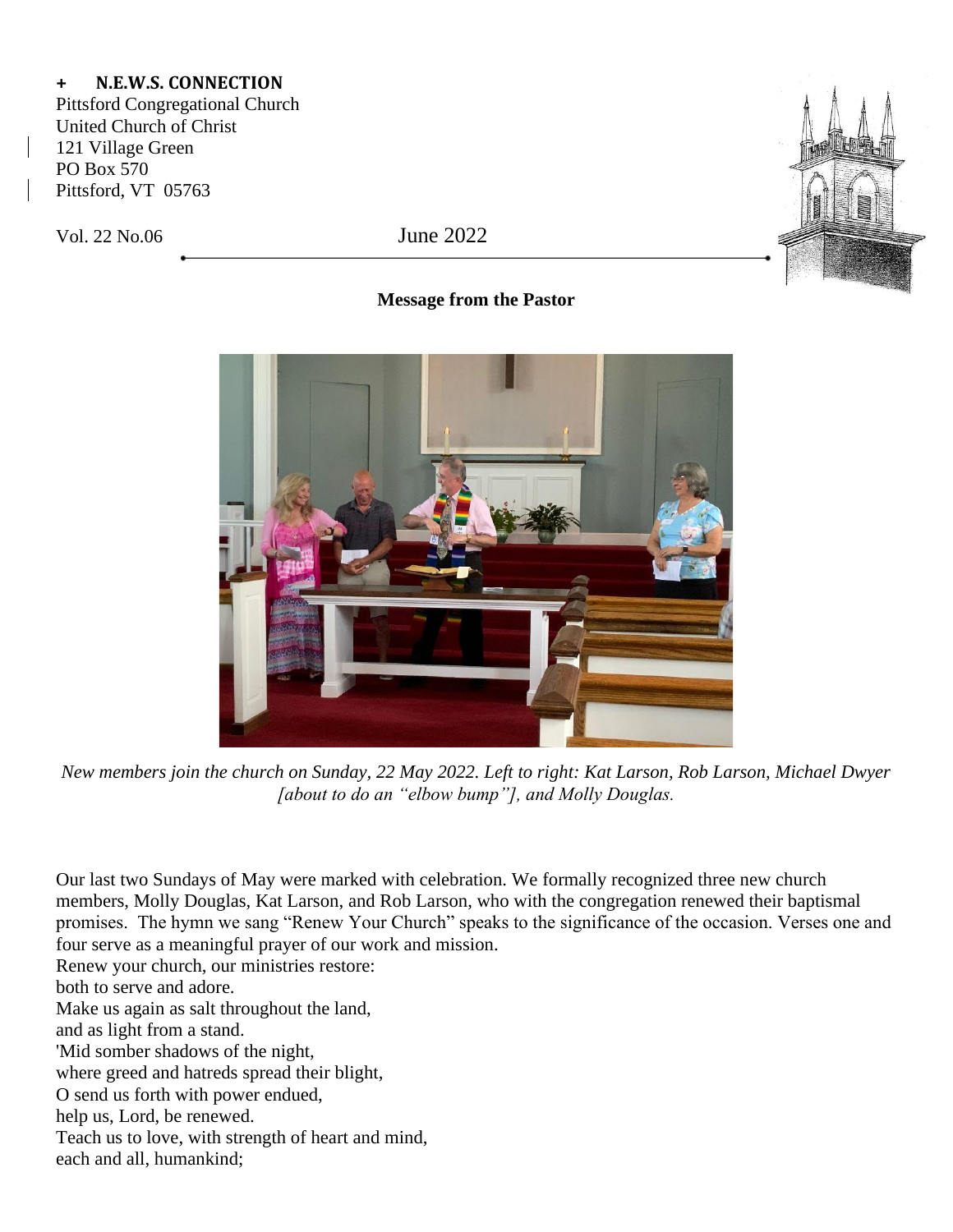**+ N.E.W.S. CONNECTION**

Pittsford Congregational Church
United Church of Christ
121 Village Green
PO Box 570
Pittsford, VT 05763

Vol. 22 No.06 June 2022

## Message from the Pastor

*New members join the church on Sunday, 22 May 2022. Left to right: Kat Larson, Rob Larson, Michael Dwyer [about to do an "elbow bump"], and Molly Douglas.*

Our last two Sundays of May were marked with celebration. We formally recognized three new church members, Molly Douglas, Kat Larson, and Rob Larson, who with the congregation renewed their baptismal promises. The hymn we sang "Renew Your Church" speaks to the significance of the occasion. Verses one and four serve as a meaningful prayer of our work and mission.

Renew your church, our ministries restore:
both to serve and adore.
Make us again as salt throughout the land,
and as light from a stand.
'Mid somber shadows of the night,
where greed and hatreds spread their blight,
O send us forth with power endued,
help us, Lord, be renewed.
Teach us to love, with strength of heart and mind,
each and all, humankind;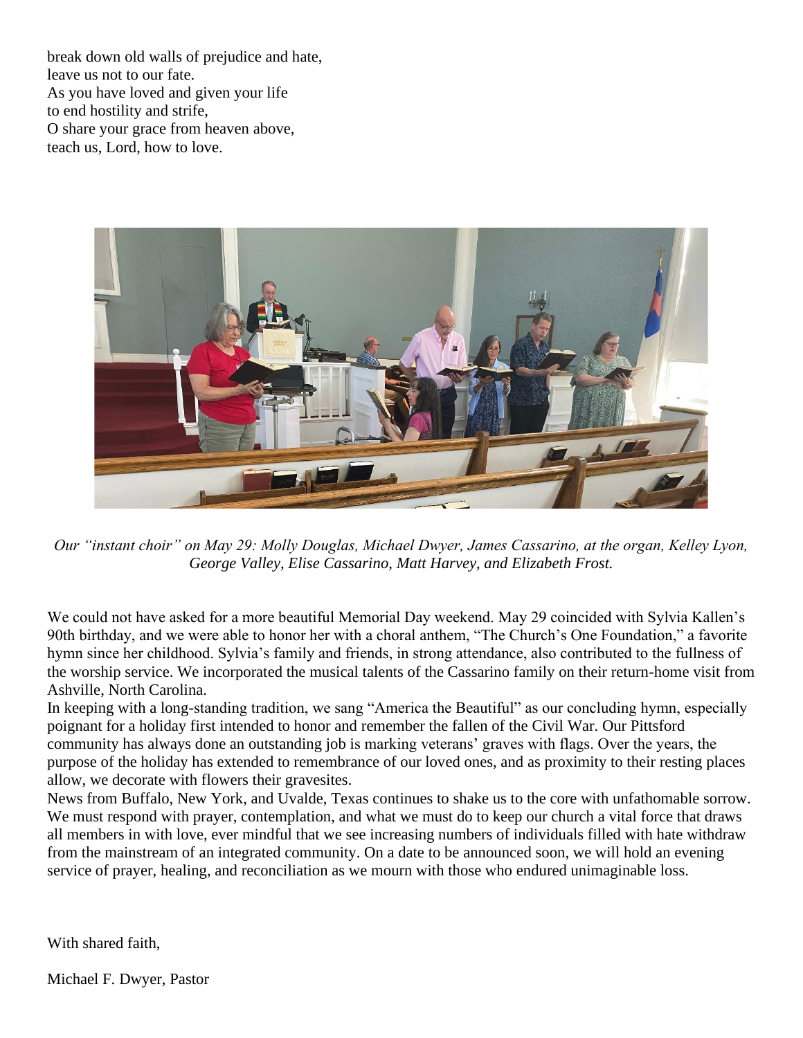break down old walls of prejudice and hate,
leave us not to our fate.
As you have loved and given your life
to end hostility and strife,
O share your grace from heaven above,
teach us, Lord, how to love.

*Our "instant choir" on May 29: Molly Douglas, Michael Dwyer, James Cassarino, at the organ, Kelley Lyon, George Valley, Elise Cassarino, Matt Harvey, and Elizabeth Frost.*

We could not have asked for a more beautiful Memorial Day weekend. May 29 coincided with Sylvia Kallen's 90th birthday, and we were able to honor her with a choral anthem, "The Church's One Foundation," a favorite hymn since her childhood. Sylvia's family and friends, in strong attendance, also contributed to the fullness of the worship service. We incorporated the musical talents of the Cassarino family on their return-home visit from Ashville, North Carolina.

In keeping with a long-standing tradition, we sang "America the Beautiful" as our concluding hymn, especially poignant for a holiday first intended to honor and remember the fallen of the Civil War. Our Pittsford community has always done an outstanding job is marking veterans' graves with flags. Over the years, the purpose of the holiday has extended to remembrance of our loved ones, and as proximity to their resting places allow, we decorate with flowers their gravesites.

News from Buffalo, New York, and Uvalde, Texas continues to shake us to the core with unfathomable sorrow. We must respond with prayer, contemplation, and what we must do to keep our church a vital force that draws all members in with love, ever mindful that we see increasing numbers of individuals filled with hate withdraw from the mainstream of an integrated community. On a date to be announced soon, we will hold an evening service of prayer, healing, and reconciliation as we mourn with those who endured unimaginable loss.

With shared faith,

Michael F. Dwyer, Pastor